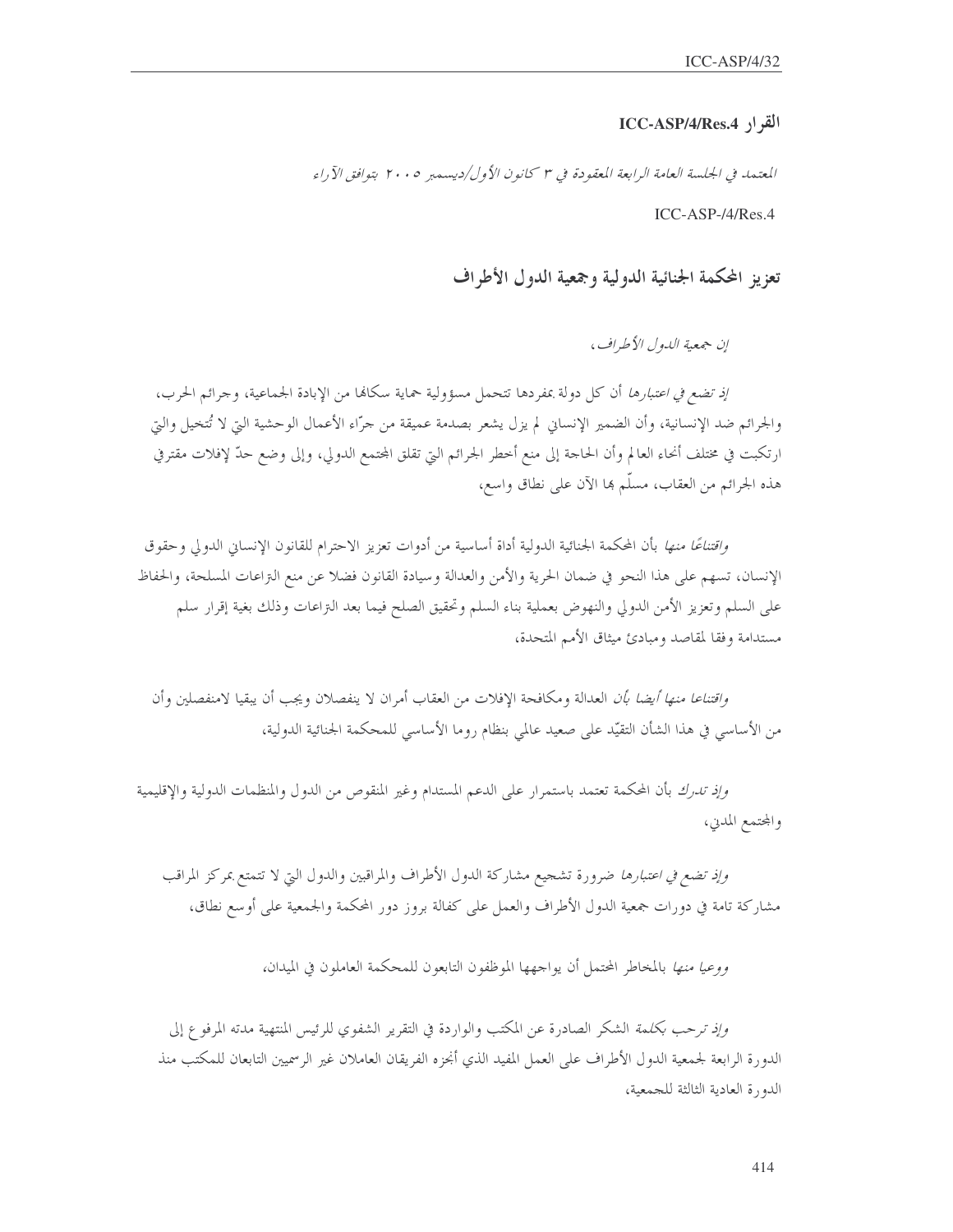## القرار ICC-ASP/4/Res.4

*المعتمد في الجلسة العامة الرابعة المعقودة في ٣ كانون الأول/ديسمبر ٢٠٠٥ بتوافق الآراء*

ICC-ASP-/4/Res.4

## تعزيز المحكمة الجنائية الدولية وجمعية الدول الأطراف

*إن جمعية الدول الأطراف،*

*إذ تضع في اعتبارها* أن كل دولة بمفردها تتحمل مسؤولية حماية سكانها من الإبادة الجماعية، وجرائم الحرب، والجرائم ضد الإنسانية، وأن الضمير الإنساني لم يزل يشعر بصدمة عميقة من جرّاء الأعمال الوحشية التي لا تُتخيل والتي ارتكبت في مختلف أنحاء العالم وأن الحاجة إلى منع أخطر الجرائم التي تقلق المجتمع الدولي، وإلى وضع حدّ لإفلات مقترفي هذه الجرائم من العقاب، مسلّم بها الآن على نطاق واسع،

*واقتناعًا منها* بأن المحكمة الجنائية الدولية أداة أساسية من أدوات تعزيز الاحترام للقانون الإنساني الدولي وحقوق الإنسان، تسهم على هذا النحو في ضمان الحرية والأمن والعدالة وسيادة القانون فضلا عن منع النزاعات المسلحة، والحفاظ على السلم وتعزيز الأمن الدولي والنهوض بعملية بناء السلم وتحقيق الصلح فيما بعد النزاعات وذلك بغية إقرار سلم مستدامة وفقا لمقاصد ومبادئ ميثاق الأمم المتحدة،

*واقتناعا منها أيضا بأن* العدالة ومكافحة الإفلات من العقاب أمران لا ينفصلان ويجب أن يبقيا لامنفصلين وأن من الأساسي في هذا الشأن التقيّد على صعيد عالمي بنظام روما الأساسي للمحكمة الجنائية الدولية،

*وإذ تدرك* بأن المحكمة تعتمد باستمرار على الدعم المستدام وغير المنقوص من الدول والمنظمات الدولية والإقليمية والمجتمع المدني،

*وإذ تضع في اعتبارها* ضرورة تشجيع مشاركة الدول الأطراف والمراقبين والدول التي لا تتمتع بمركز المراقب مشاركة تامة في دورات جمعية الدول الأطراف والعمل على كفالة بروز دور المحكمة والجمعية على أوسع نطاق،

*ووعيا منها* بالمخاطر المحتمل أن يواجهها الموظفون التابعون للمحكمة العاملون في الميدان،

*وإذ ترحب بكلمة* الشكر الصادرة عن المكتب والواردة في التقرير الشفوي للرئيس المنتهية مدته المرفوع إلى الدورة الرابعة لجمعية الدول الأطراف على العمل المفيد الذي أنجزه الفريقان العاملان غير الرسميين التابعان للمكتب منذ الدورة العادية الثالثة للجمعية،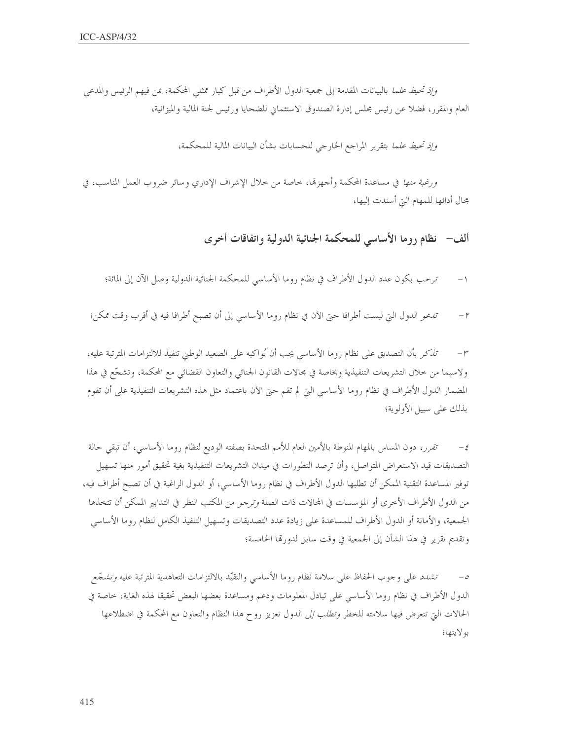*وإذ تحيط علما* بالبيانات المقدمة إلى جمعية الدول الأطراف من قبل كبار ممثلي المحكمة، بمن فيهم الرئيس والمدعي العام والمقرر، فضلا عن رئيس مجلس إدارة الصندوق الاستئماني للضحايا ورئيس لجنة المالية والميزانية،

*وإذ تحيط علما* بتقرير المراجع الخارجي للحسابات بشأن البيانات المالية للمحكمة،

*ورغبة منها* في مساعدة المحكمة وأجهزتها، خاصة من خلال الإشراف الإداري وسائر ضروب العمل المناسب، في مجال أدائها للمهام التي أسندت إليها،

## ألف– نظام روما الأساسي للمحكمة الجنائية الدولية واتفاقات أخرى

١– *ترحب* بكون عدد الدول الأطراف في نظام روما الأساسي للمحكمة الجنائية الدولية وصل الآن إلى المائة؛

٢– *تدعو* الدول التي ليست أطرافا حتى الآن في نظام روما الأساسي إلى أن تصبح أطرافا فيه في أقرب وقت ممكن؛

٣– *تذكر* بأن التصديق على نظام روما الأساسي يجب أن يُواكبه على الصعيد الوطني تنفيذ للالتزامات المترتبة عليه، ولاسيما من خلال التشريعات التنفيذية وبخاصة في مجالات القانون الجنائي والتعاون القضائي مع المحكمة، وتشجّع في هذا المضمار الدول الأطراف في نظام روما الأساسي التي لم تقم حتى الآن باعتماد مثل هذه التشريعات التنفيذية على أن تقوم بذلك على سبيل الأولوية؛

٤– *تقرر*، دون المساس بالمهام المنوطة للأمين العام للأمم المتحدة بصفته الوديع لنظام روما الأساسي، أن تبقي حالة التصديقات قيد الاستعراض المتواصل، وأن ترصد التطورات في ميدان التشريعات التنفيذية بغية تحقيق أمور منها تسهيل توفير المساعدة التقنية الممكن أن تطلبها الدول الأطراف في نظام روما الأساسي، أو الدول الراغبة في أن تصبح أطراف فيه، من الدول الأطراف الأخرى أو المؤسسات في المجالات ذات الصلة *وترجو* من المكتب النظر في التدابير الممكن أن تتخذها الجمعية، والأمانة أو الدول الأطراف للمساعدة على زيادة عدد التصديقات وتسهيل التنفيذ الكامل لنظام روما الأساسي وتقديم تقرير في هذا الشأن إلى الجمعية في وقت سابق لدورتها الخامسة؛

٥– *تشدد* على وجوب الحفاظ على سلامة نظام روما الأساسي والتقيّد بالالتزامات التعاهدية المترتبة عليه *وتشجّع* الدول الأطراف في نظام روما الأساسي على تبادل المعلومات ودعم ومساعدة بعضها البعض تحقيقا لهذه الغاية، خاصة في الحالات التي تتعرض فيها سلامته للخطر *وتطلب إلى* الدول تعزيز روح هذا النظام والتعاون مع المحكمة في اضطلاعها بولايتها؛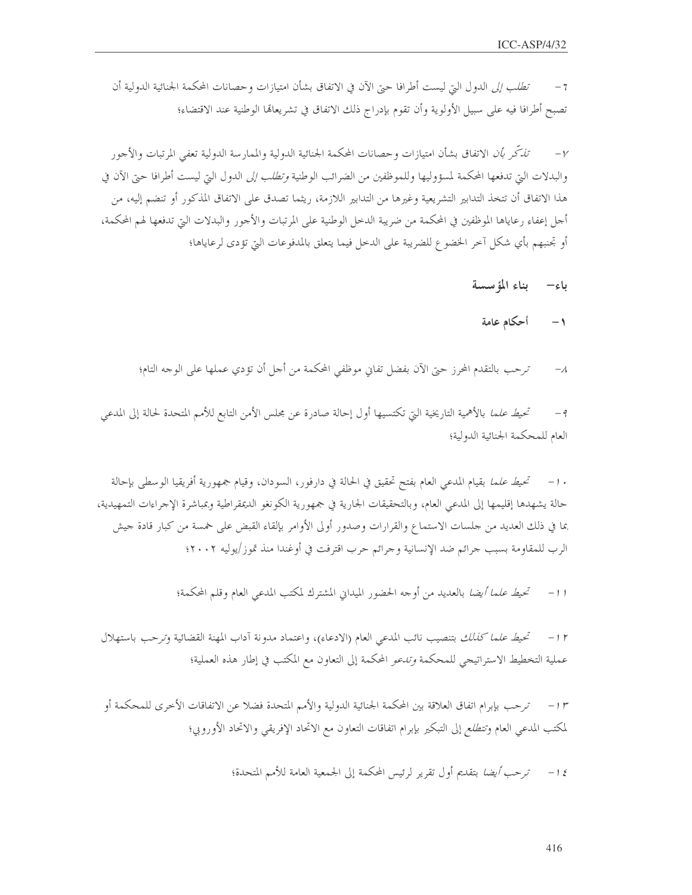٦- *تطلب إلى* الدول التي ليست أطرافا حتى الآن في الاتفاق بشأن امتيازات وحصانات المحكمة الجنائية الدولية أن تصبح أطرافا فيه على سبيل الأولوية وأن تقوم بإدراج ذلك الاتفاق في تشريعاتها الوطنية عند الاقتضاء؛

٧- *تذكّر بأن* الاتفاق بشأن امتيازات وحصانات المحكمة الجنائية الدولية والممارسة الدولية تعفي المرتبات والأجور والبدلات التي تدفعها المحكمة لمسؤوليها وللموظفين من الضرائب الوطنية *وتطلب إلى* الدول التي ليست أطرافا حتى الآن في هذا الاتفاق أن تتخذ التدابير التشريعية وغيرها من التدابير اللازمة، ريثما تصدق على الاتفاق المذكور أو تنضم إليه، من أجل إعفاء رعاياها الموظفين في المحكمة من ضريبة الدخل الوطنية على المرتبات والأجور والبدلات التي تدفعها لهم المحكمة، أو تجنبهم بأي شكل آخر الخضوع للضريبة على الدخل فيما يتعلق بالمدفوعات التي تؤدى لرعاياها؛

## باء- بناء المؤسسة

### ١- أحكام عامة

٨- *ترحب* بالتقدم المحرز حتى الآن بفضل تفاني موظفي المحكمة من أجل أن تؤدي عملها على الوجه التام؛

٩- *تحيط علما* بالأهمية التاريخية التي تكتسيها أول إحالة صادرة عن مجلس الأمن التابع للأمم المتحدة لحالة إلى المدعي العام للمحكمة الجنائية الدولية؛

١٠- *تحيط علما* بقيام المدعي العام بفتح تحقيق في الحالة في دارفور، السودان، وقيام جمهورية أفريقيا الوسطى بإحالة حالة يشهدها إقليمها إلى المدعي العام، وبالتحقيقات الجارية في جمهورية الكونغو الديمقراطية وبمباشرة الإجراءات التمهيدية، بما في ذلك العديد من جلسات الاستماع والقرارات وصدور أولى الأوامر بإلقاء القبض على خمسة من كبار قادة جيش الرب للمقاومة بسبب جرائم ضد الإنسانية وجرائم حرب اقترفت في أوغندا منذ تموز/يوليه ٢٠٠٢؛

١١- *تحيط علما أيضا* بالعديد من أوجه الحضور الميداني المشترك لمكتب المدعي العام وقلم المحكمة؛

١٢- *تحيط علما كذلك* بتنصيب نائب المدعي العام (الادعاء)، واعتماد مدونة آداب المهنة القضائية وترحب باستهلال عملية التخطيط الاستراتيجي للمحكمة *وتدعو* المحكمة إلى التعاون مع المكتب في إطار هذه العملية؛

١٣- *ترحب* بإبرام اتفاق العلاقة بين المحكمة الجنائية الدولية والأمم المتحدة فضلا عن الاتفاقات الأخرى للمحكمة أو لمكتب المدعي العام *وتتطلع* إلى التبكير بإبرام اتفاقات التعاون مع الاتحاد الإفريقي والاتحاد الأوروبي؛

١٤- *ترحب أيضا* بتقديم أول تقرير لرئيس المحكمة إلى الجمعية العامة للأمم المتحدة؛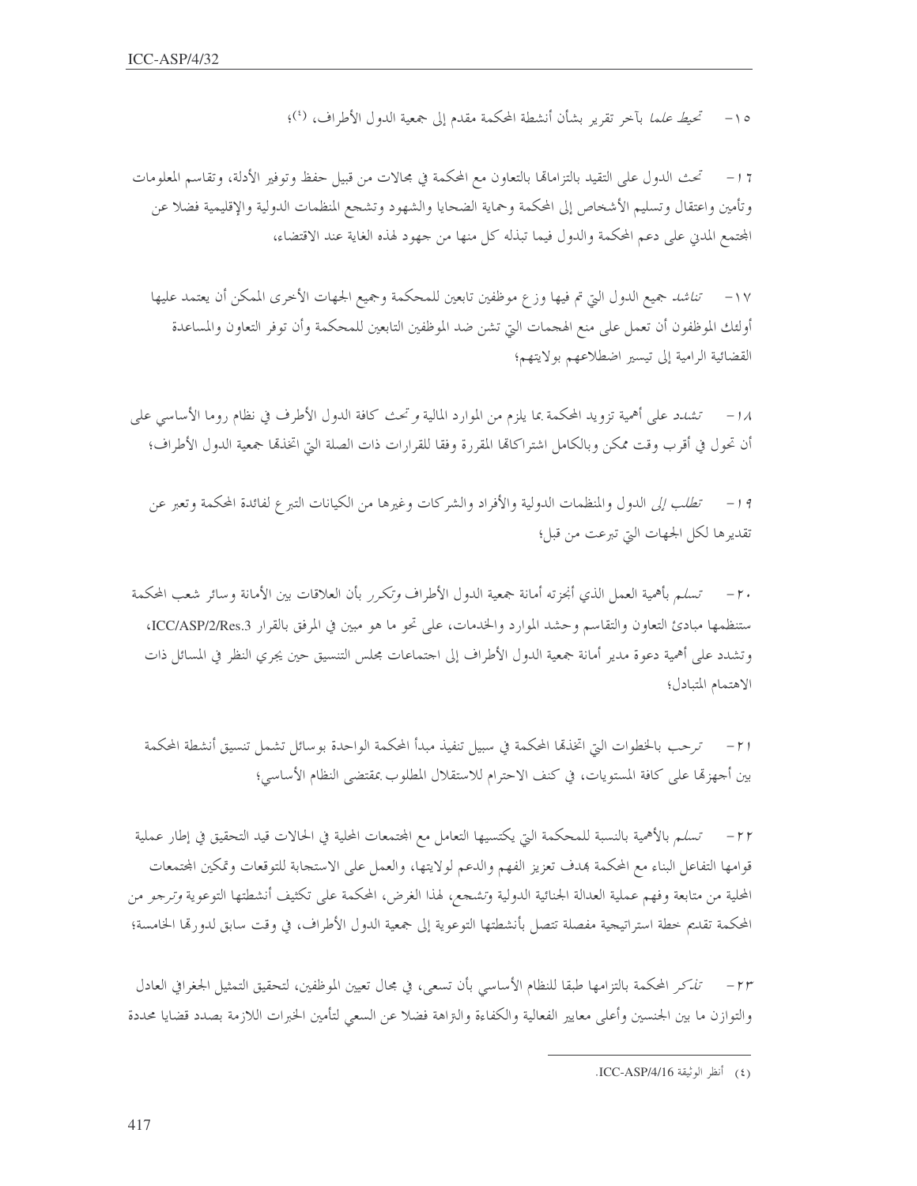١٥- *تحيط علما* بآخر تقرير بشأن أنشطة المحكمة مقدم إلى جمعية الدول الأطراف، [٤]؛

١٦- *تحث* الدول على التقيد بالتزاماتها بالتعاون مع المحكمة في مجالات من قبيل حفظ وتوفير الأدلة، وتقاسم المعلومات وتأمين واعتقال وتسليم الأشخاص إلى المحكمة وحماية الضحايا والشهود وتشجع المنظمات الدولية والإقليمية فضلا عن المجتمع المدني على دعم المحكمة والدول فيما تبذله كل منها من جهود لهذه الغاية عند الاقتضاء،

١٧- *تناشد* جميع الدول التي تم فيها وزع موظفين تابعين للمحكمة وجميع الجهات الأخرى الممكن أن يعتمد عليها أولئك الموظفون أن تعمل على منع الهجمات التي تشن ضد الموظفين التابعين للمحكمة وأن توفر التعاون والمساعدة القضائية الرامية إلى تيسير اضطلاعهم بولايتهم؛

١٨- *تشدد* على أهمية تزويد المحكمة بما يلزم من الموارد المالية وتحث كافة الدول الأطرف في نظام روما الأساسي على أن تحول في أقرب وقت ممكن وبالكامل اشتراكاتها المقررة وفقا للقرارات ذات الصلة التي اتخذتها جمعية الدول الأطراف؛

١٩- *تطلب إلى* الدول والمنظمات الدولية والأفراد والشركات وغيرها من الكيانات التبرع لفائدة المحكمة وتعبر عن تقديرها لكل الجهات التي تبرعت من قبل؛

٢٠- *تسلم* بأهمية العمل الذي أنجزته أمانة جمعية الدول الأطراف *وتكرر* بأن العلاقات بين الأمانة وسائر شعب المحكمة ستنظمها مبادئ التعاون والتقاسم وحشد الموارد والخدمات، على نحو ما هو مبين في المرفق بالقرار ICC/ASP/2/Res.3، وتشدد على أهمية دعوة مدير أمانة جمعية الدول الأطراف إلى اجتماعات مجلس التنسيق حين يجري النظر في المسائل ذات الاهتمام المتبادل؛

٢١- *ترحب* بالخطوات التي اتخذتها المحكمة في سبيل تنفيذ مبدأ المحكمة الواحدة بوسائل تشمل تنسيق أنشطة المحكمة بين أجهزتها على كافة المستويات، في كنف الاحترام للاستقلال المطلوب بمقتضى النظام الأساسي؛

٢٢- *تسلم* بالأهمية بالنسبة للمحكمة التي يكتسيها التعامل مع المجتمعات المحلية في الحالات قيد التحقيق في إطار عملية قوامها التفاعل البناء مع المحكمة بهدف تعزيز الفهم والدعم لولايتها، والعمل على الاستجابة للتوقعات وتمكين المجتمعات المحلية من متابعة وفهم عملية العدالة الجنائية الدولية *وتشجع*، لهذا الغرض، المحكمة على تكثيف أنشطتها التوعوية *وترجو* من المحكمة تقديم خطة استراتيجية مفصلة تتصل بأنشطتها التوعوية إلى جمعية الدول الأطراف، في وقت سابق لدورتها الخامسة؛

٢٣- *تذكر* المحكمة بالتزامها طبقا للنظام الأساسي بأن تسعى، في مجال تعيين الموظفين، لتحقيق التمثيل الجغرافي العادل والتوازن ما بين الجنسين وأعلى معايير الفعالية والكفاءة والنزاهة فضلا عن السعي لتأمين الخبرات اللازمة بصدد قضايا محددة

---

(٤) أنظر الوثيقة ICC-ASP/4/16.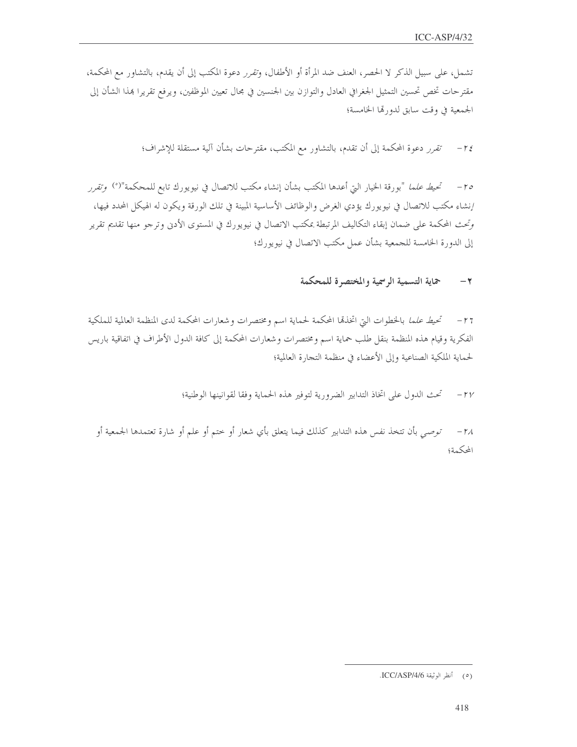تشمل، على سبيل الذكر لا الحصر، العنف ضد المرأة أو الأطفال، *وتقرر* دعوة المكتب إلى أن يقدم، بالتشاور مع المحكمة، مقترحات تخص تحسين التمثيل الجغرافي العادل والتوازن بين الجنسين في مجال تعيين الموظفين، ويرفع تقريرا بهذا الشأن إلى الجمعية في وقت سابق لدورتها الخامسة؛

٢٤- *تقرر* دعوة المحكمة إلى أن تقدم، بالتشاور مع المكتب، مقترحات بشأن آلية مستقلة للإشراف؛

٢٥- *تحيط علما* "بورقة الخيار التي أعدها المكتب بشأن إنشاء مكتب للاتصال في نيويورك تابع للمحكمة"(٥) *وتقرر* إنشاء مكتب للاتصال في نيويورك يؤدي الغرض والوظائف الأساسية المبينة في تلك الورقة ويكون له الهيكل المحدد فيها، وتحث المحكمة على ضمان إبقاء التكاليف المرتبطة بمكتب الاتصال في نيويورك في المستوى الأدنى وترجو منها تقديم تقرير إلى الدورة الخامسة للجمعية بشأن عمل مكتب الاتصال في نيويورك؛

### ٢- حماية التسمية الرسمية والمختصرة للمحكمة

٢٦- *تحيط علما* بالخطوات التي اتخذتها المحكمة لحماية اسم ومختصرات وشعارات المحكمة لدى المنظمة العالمية للملكية الفكرية وقيام هذه المنظمة بنقل طلب حماية اسم ومختصرات وشعارات المحكمة إلى كافة الدول الأطراف في اتفاقية باريس لحماية الملكية الصناعية وإلى الأعضاء في منظمة التجارة العالمية؛

٢٧- *تحث* الدول على اتخاذ التدابير الضرورية لتوفير هذه الحماية وفقا لقوانينها الوطنية؛

٢٨- *توصي* بأن تتخذ نفس هذه التدابير كذلك فيما يتعلق بأي شعار أو ختم أو علم أو شارة تعتمدها الجمعية أو المحكمة؛

---

(٥) أنظر الوثيقة ICC/ASP/4/6.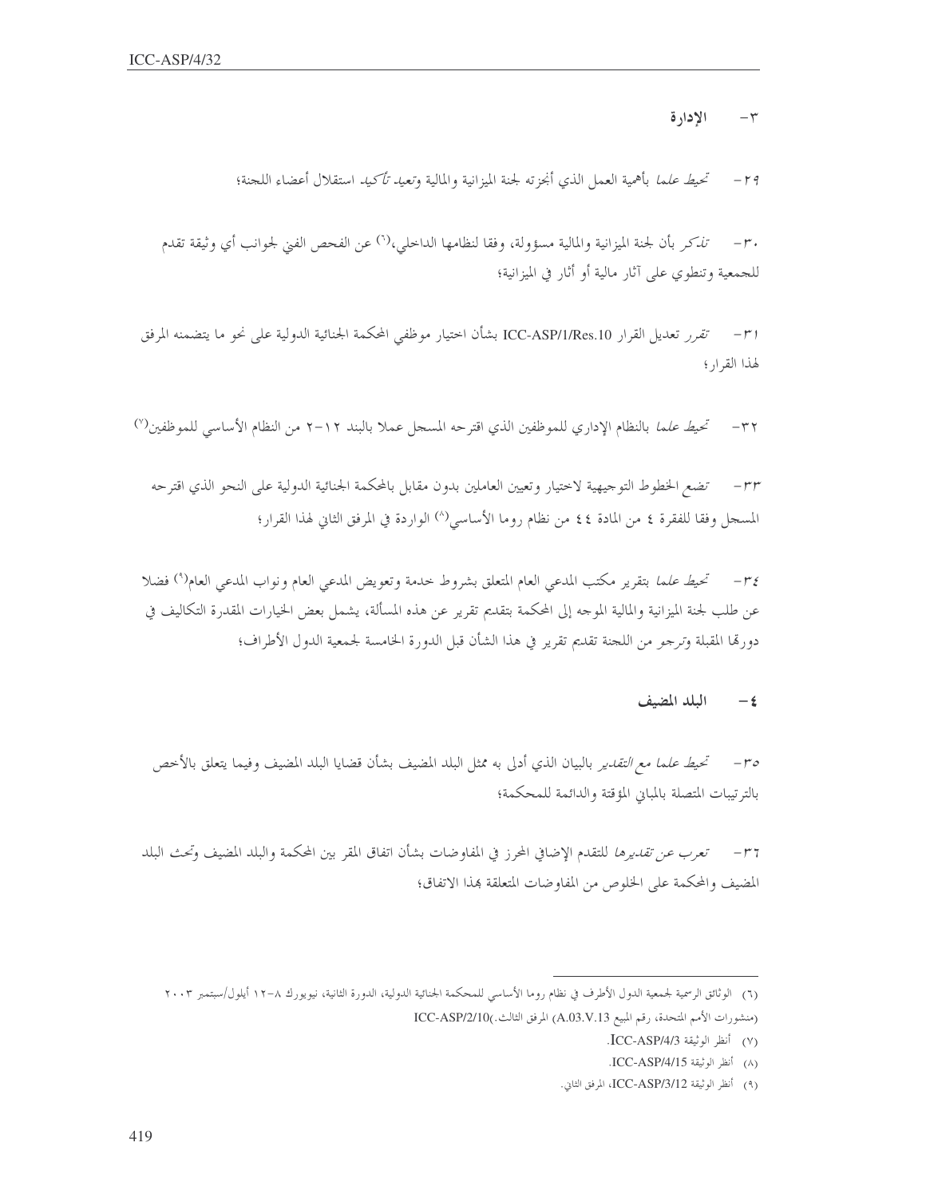### ٣- الإدارة

٢٩- *تحيط علما* بأهمية العمل الذي أنجزته لجنة الميزانية والمالية و*تعيد تأكيد* استقلال أعضاء اللجنة؛

٣٠- *تذكر* بأن لجنة الميزانية والمالية مسؤولة، وفقا لنظامها الداخلي،[٦] عن الفحص الفني لجوانب أي وثيقة تقدم للجمعية وتنطوي على آثار مالية أو آثار في الميزانية؛

٣١- *تقرر* تعديل القرار ICC-ASP/1/Res.10 بشأن اختيار موظفي المحكمة الجنائية الدولية على نحو ما يتضمنه المرفق لهذا القرار؛

٣٢- *تحيط علما* بالنظام الإداري للموظفين الذي اقترحه المسجل عملا بالبند ١٢-٢ من النظام الأساسي للموظفين[٧]

٣٣- *تضع* الخطوط التوجيهية لاختيار وتعيين العاملين بدون مقابل بالمحكمة الجنائية الدولية على النحو الذي اقترحه المسجل وفقا للفقرة ٤ من المادة ٤٤ من نظام روما الأساسي[٨] الواردة في المرفق الثاني لهذا القرار؛

٣٤- *تحيط علما* بتقرير مكتب المدعي العام المتعلق بشروط خدمة وتعويض المدعي العام ونواب المدعي العام[٩] فضلا عن طلب لجنة الميزانية والمالية الموجه إلى المحكمة بتقديم تقرير عن هذه المسألة، يشمل بعض الخيارات المقدرة التكاليف في دورتها المقبلة و*ترجو* من اللجنة تقديم تقرير في هذا الشأن قبل الدورة الخامسة لجمعية الدول الأطراف؛

### ٤- البلد المضيف

٣٥- *تحيط علما مع التقدير* بالبيان الذي أدلى به ممثل البلد المضيف بشأن قضايا البلد المضيف وفيما يتعلق بالأخص بالترتيبات المتصلة بالمباني المؤقتة والدائمة للمحكمة؛

٣٦- *تعرب عن تقديرها* للتقدم الإضافي المحرز في المفاوضات بشأن اتفاق المقر بين المحكمة والبلد المضيف وتحث البلد المضيف والمحكمة على الخلوص من المفاوضات المتعلقة بهذا الاتفاق؛

---

(٦) الوثائق الرسمية لجمعية الدول الأطراف في نظام روما الأساسي للمحكمة الجنائية الدولية، الدورة الثانية، نيويورك ٨-١٢ أيلول/سبتمبر ٢٠٠٣ (منشورات الأمم المتحدة، رقم المبيع A.03.V.13) المرفق الثالث.ICC-ASP/2/10)

(٧) أنظر الوثيقة ICC-ASP/4/3.

(٨) أنظر الوثيقة ICC-ASP/4/15.

(٩) أنظر الوثيقة ICC-ASP/3/12، المرفق الثاني.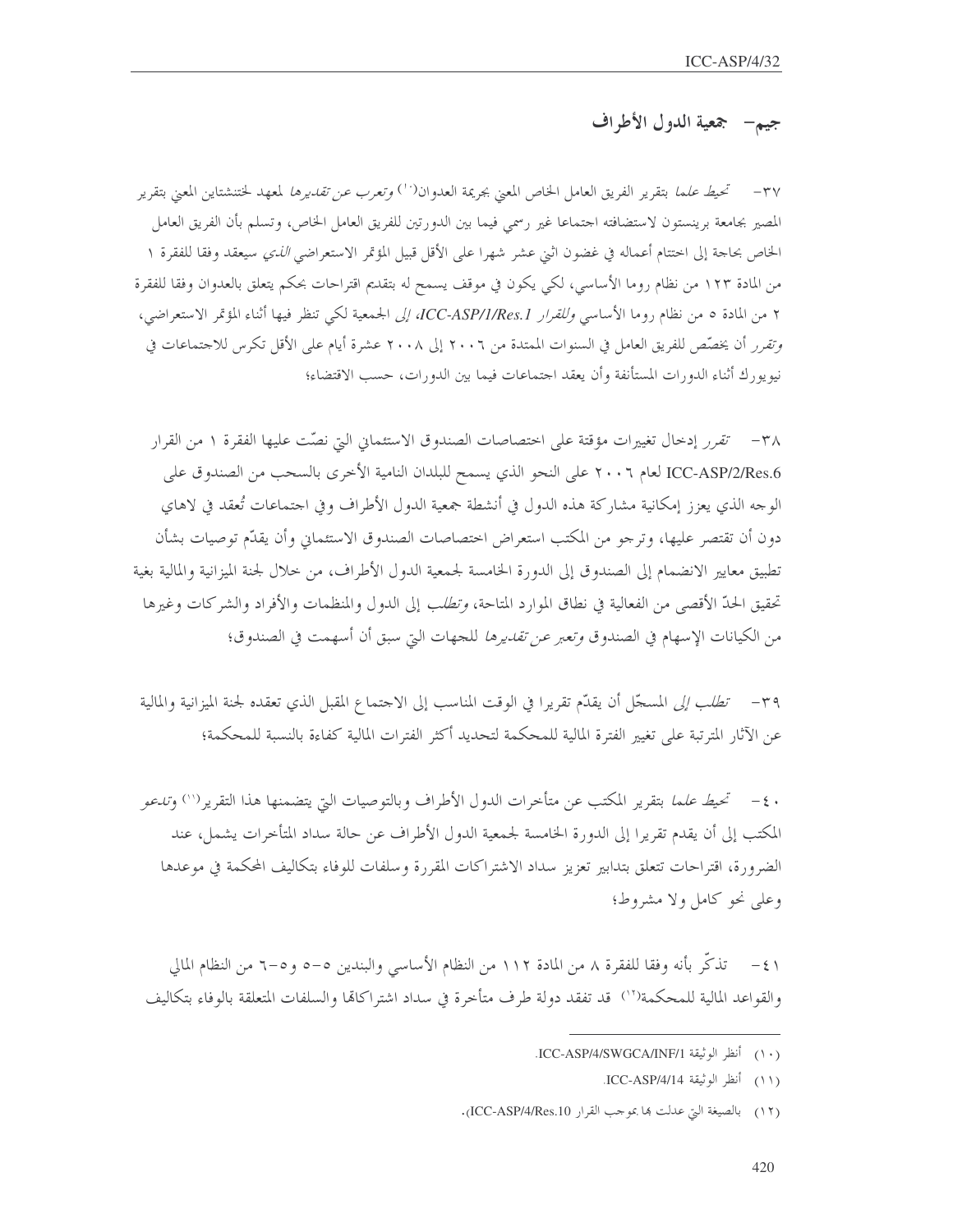## جيم- جمعية الدول الأطراف

٣٧- *تحيط علما* بتقرير الفريق العامل الخاص المعني بجريمة العدوان[١٠] *وتعرب عن تقديرها* لمعهد لختنشتاين المعني بتقرير المصير بجامعة برينستون لاستضافته اجتماعا غير رسمي فيما بين الدورتين للفريق العامل الخاص، وتسلم بأن الفريق العامل الخاص بحاجة إلى اختتام أعماله في غضون اثني عشر شهرا على الأقل قبيل المؤتمر الاستعراضي *الذي* سيعقد وفقا للفقرة ١ من المادة ١٢٣ من نظام روما الأساسي، لكي يكون في موقف يسمح له بتقديم اقتراحات بحكم يتعلق بالعدوان وفقا للفقرة ٢ من المادة ٥ من نظام روما الأساسي *وللقرار ICC-ASP/1/Res.1*، *إلى* الجمعية لكي تنظر فيها أثناء المؤتمر الاستعراضي، *وتقرر* أن يخصّص للفريق العامل في السنوات الممتدة من ٢٠٠٦ إلى ٢٠٠٨ عشرة أيام على الأقل تكرس للاجتماعات في نيويورك أثناء الدورات المستأنفة وأن يعقد اجتماعات فيما بين الدورات، حسب الاقتضاء؛

٣٨- *تقرر* إدخال تغييرات مؤقتة على اختصاصات الصندوق الاستئماني التي نصّت عليها الفقرة ١ من القرار ICC-ASP/2/Res.6 لعام ٢٠٠٦ على النحو الذي يسمح للبلدان النامية الأخرى بالسحب من الصندوق على الوجه الذي يعزز إمكانية مشاركة هذه الدول في أنشطة جمعية الدول الأطراف وفي اجتماعات تُعقد في لاهاي دون أن تقتصر عليها، وترجو من المكتب استعراض اختصاصات الصندوق الاستئماني وأن يقدّم توصيات بشأن تطبيق معايير الانضمام إلى الصندوق إلى الدورة الخامسة لجمعية الدول الأطراف، من خلال لجنة الميزانية والمالية بغية تحقيق الحدّ الأقصى من الفعالية في نطاق الموارد المتاحة، *وتطلب* إلى الدول والمنظمات والأفراد والشركات وغيرها من الكيانات الإسهام في الصندوق *وتعبر عن تقديرها* للجهات التي سبق أن أسهمت في الصندوق؛

٣٩- *تطلب إلى* المسجّل أن يقدّم تقريرا في الوقت المناسب إلى الاجتماع المقبل الذي تعقده لجنة الميزانية والمالية عن الآثار المترتبة على تغيير الفترة المالية للمحكمة لتحديد أكثر الفترات المالية كفاءة بالنسبة للمحكمة؛

٤٠- *تحيط علما* بتقرير المكتب عن متأخرات الدول الأطراف وبالتوصيات التي يتضمنها هذا التقرير[١١] *وتدعو* المكتب إلى أن يقدم تقريرا إلى الدورة الخامسة لجمعية الدول الأطراف عن حالة سداد المتأخرات يشمل، عند الضرورة، اقتراحات تتعلق بتدابير تعزيز سداد الاشتراكات المقررة وسلفات للوفاء بتكاليف المحكمة في موعدها وعلى نحو كامل ولا مشروط؛

٤١- تذكّر بأنه وفقا للفقرة ٨ من المادة ١١٢ من النظام الأساسي والبندين ٥-٥ و٥-٦ من النظام المالي والقواعد المالية للمحكمة[١٢] قد تفقد دولة طرف متأخرة في سداد اشتراكاتها والسلفات المتعلقة بالوفاء بتكاليف

---

(١٠) أنظر الوثيقة ICC-ASP/4/SWGCA/INF/1.

(١١) أنظر الوثيقة ICC-ASP/4/14.

(١٢) بالصيغة التي عدلت بها بموجب القرار ICC-ASP/4/Res.10).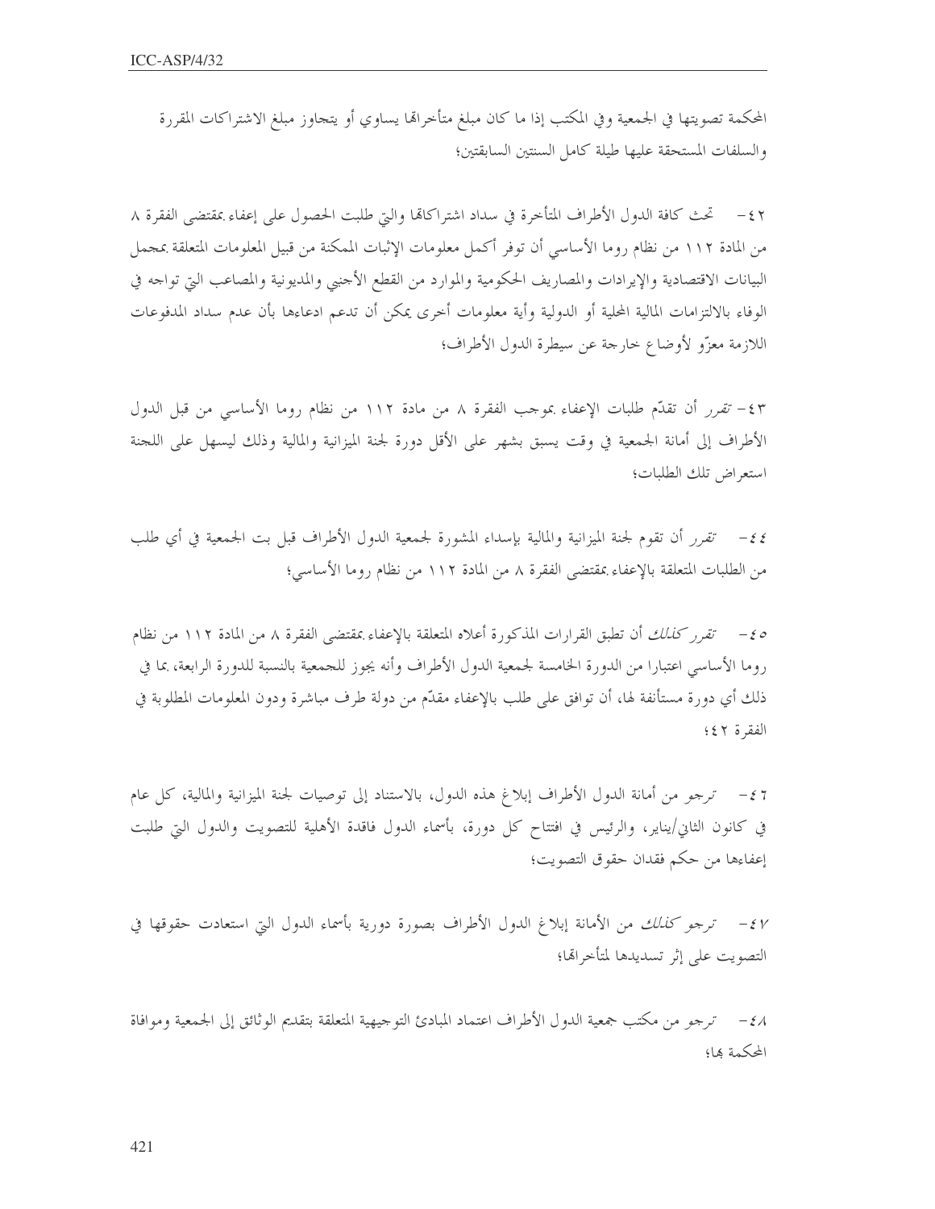المحكمة تصويتها في الجمعية وفي المكتب إذا ما كان مبلغ متأخراتها يساوي أو يتجاوز مبلغ الاشتراكات المقررة والسلفات المستحقة عليها طيلة كامل السنتين السابقتين؛

٤٢- تحث كافة الدول الأطراف المتأخرة في سداد اشتراكاتها والتي طلبت الحصول على إعفاء بمقتضى الفقرة ٨ من المادة ١١٢ من نظام روما الأساسي أن توفر أكمل معلومات الإثبات الممكنة من قبيل المعلومات المتعلقة بمجمل البيانات الاقتصادية والإيرادات والمصاريف الحكومية والموارد من القطع الأجنبي والمديونية والمصاعب التي تواجه في الوفاء بالالتزامات المالية المحلية أو الدولية وأية معلومات أخرى يمكن أن تدعم ادعاءها بأن عدم سداد المدفوعات اللازمة معزّو لأوضاع خارجة عن سيطرة الدول الأطراف؛

٤٣- *تقرر* أن تقدّم طلبات الإعفاء بموجب الفقرة ٨ من مادة ١١٢ من نظام روما الأساسي من قبل الدول الأطراف إلى أمانة الجمعية في وقت يسبق بشهر على الأقل دورة لجنة الميزانية والمالية وذلك ليسهل على اللجنة استعراض تلك الطلبات؛

٤٤- *تقرر* أن تقوم لجنة الميزانية والمالية بإسداء المشورة لجمعية الدول الأطراف قبل بت الجمعية في أي طلب من الطلبات المتعلقة بالإعفاء بمقتضى الفقرة ٨ من المادة ١١٢ من نظام روما الأساسي؛

٤٥- *تقرر كذلك* أن تطبق القرارات المذكورة أعلاه المتعلقة بالإعفاء بمقتضى الفقرة ٨ من المادة ١١٢ من نظام روما الأساسي اعتبارا من الدورة الخامسة لجمعية الدول الأطراف وأنه يجوز للجمعية بالنسبة للدورة الرابعة، بما في ذلك أي دورة مستأنفة لها، أن توافق على طلب بالإعفاء مقدّم من دولة طرف مباشرة ودون المعلومات المطلوبة في الفقرة ٤٢؛

٤٦- *ترجو* من أمانة الدول الأطراف إبلاغ هذه الدول، بالاستناد إلى توصيات لجنة الميزانية والمالية، كل عام في كانون الثاني/يناير، والرئيس في افتتاح كل دورة، بأسماء الدول فاقدة الأهلية للتصويت والدول التي طلبت إعفاءها من حكم فقدان حقوق التصويت؛

٤٧- *ترجو كذلك* من الأمانة إبلاغ الدول الأطراف بصورة دورية بأسماء الدول التي استعادت حقوقها في التصويت على إثر تسديدها لمتأخراتها؛

٤٨- *ترجو* من مكتب جمعية الدول الأطراف اعتماد المبادئ التوجيهية المتعلقة بتقديم الوثائق إلى الجمعية وموافاة المحكمة بها؛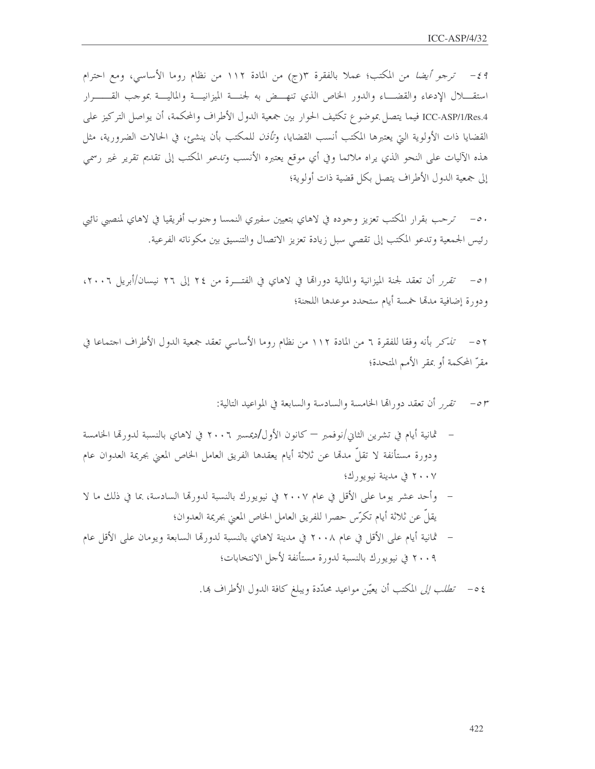٤٩- *ترجو أيضا* من المكتب؛ عملا بالفقرة ٣(ج) من المادة ١١٢ من نظام روما الأساسي، ومع احترام استقلال الإدعاء والقضاء والدور الخاص الذي تنهض به لجنة الميزانية والمالية بموجب القرار ICC-ASP/1/Res.4 فيما يتصل بموضوع تكثيف الحوار بين جمعية الدول الأطراف والمحكمة، أن يواصل التركيز على القضايا ذات الأولوية التي يعتبرها المكتب أنسب القضايا، *وتأذن* للمكتب بأن ينشئ، في الحالات الضرورية، مثل هذه الآليات على النحو الذي يراه ملائما وفي أي موقع يعتبره الأنسب *وتدعو* المكتب إلى تقديم تقرير غير رسمي إلى جمعية الدول الأطراف يتصل بكل قضية ذات أولوية؛

٥٠- *ترحب* بقرار المكتب تعزيز وجوده في لاهاي بتعيين سفيري النمسا وجنوب أفريقيا في لاهاي لمنصبي نائبي رئيس الجمعية وتدعو المكتب إلى تقصي سبل زيادة تعزيز الاتصال والتنسيق بين مكوناته الفرعية.

٥١- *تقرر* أن تعقد لجنة الميزانية والمالية دوراتها في لاهاي في الفترة من ٢٤ إلى ٢٦ نيسان/أبريل ٢٠٠٦، ودورة إضافية مدتها خمسة أيام ستحدد موعدها اللجنة؛

٥٢- *تذكر* بأنه وفقا للفقرة ٦ من المادة ١١٢ من نظام روما الأساسي تعقد جمعية الدول الأطراف اجتماعا في مقرّ المحكمة أو بمقر الأمم المتحدة؛

٥٣- *تقرر* أن تعقد دوراتها الخامسة والسادسة والسابعة في المواعيد التالية:

- ثمانية أيام في تشرين الثاني/نوفمبر — كانون الأول/ديسمبر ٢٠٠٦ في لاهاي بالنسبة لدورتها الخامسة ودورة مستأنفة لا تقلّ مدتها عن ثلاثة أيام يعقدها الفريق العامل الخاص المعني بجريمة العدوان عام ٢٠٠٧ في مدينة نيويورك؛
- وأحد عشر يوما على الأقل في عام ٢٠٠٧ في نيويورك بالنسبة لدورتها السادسة، بما في ذلك ما لا يقلّ عن ثلاثة أيام تكرّس حصرا للفريق العامل الخاص المعني بجريمة العدوان؛
- ثمانية أيام على الأقل في عام ٢٠٠٨ في مدينة لاهاي بالنسبة لدورتها السابعة ويومان على الأقل عام ٢٠٠٩ في نيويورك بالنسبة لدورة مستأنفة لأجل الانتخابات؛

٥٤- *تطلب إلى* المكتب أن يعيّن مواعيد محدّدة ويبلغ كافة الدول الأطراف بها.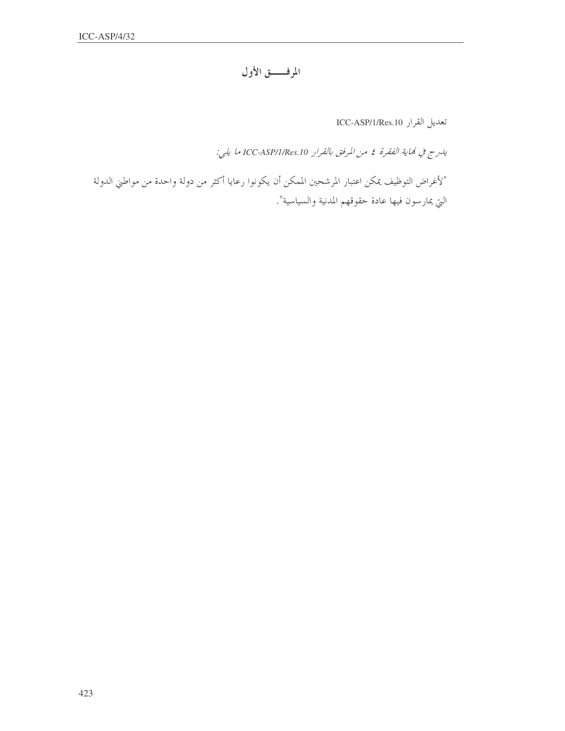# المرفـــــق الأول

تعديل القرار ICC-ASP/1/Res.10

*يدرج في نهاية الفقرة ٤ من المرفق بالقرار ICC-ASP/1/Res.10 ما يلي:*

"لأغراض التوظيف يمكن اعتبار المرشحين الممكن أن يكونوا رعايا أكثر من دولة واحدة من مواطني الدولة التي يمارسون فيها عادة حقوقهم المدنية والسياسية".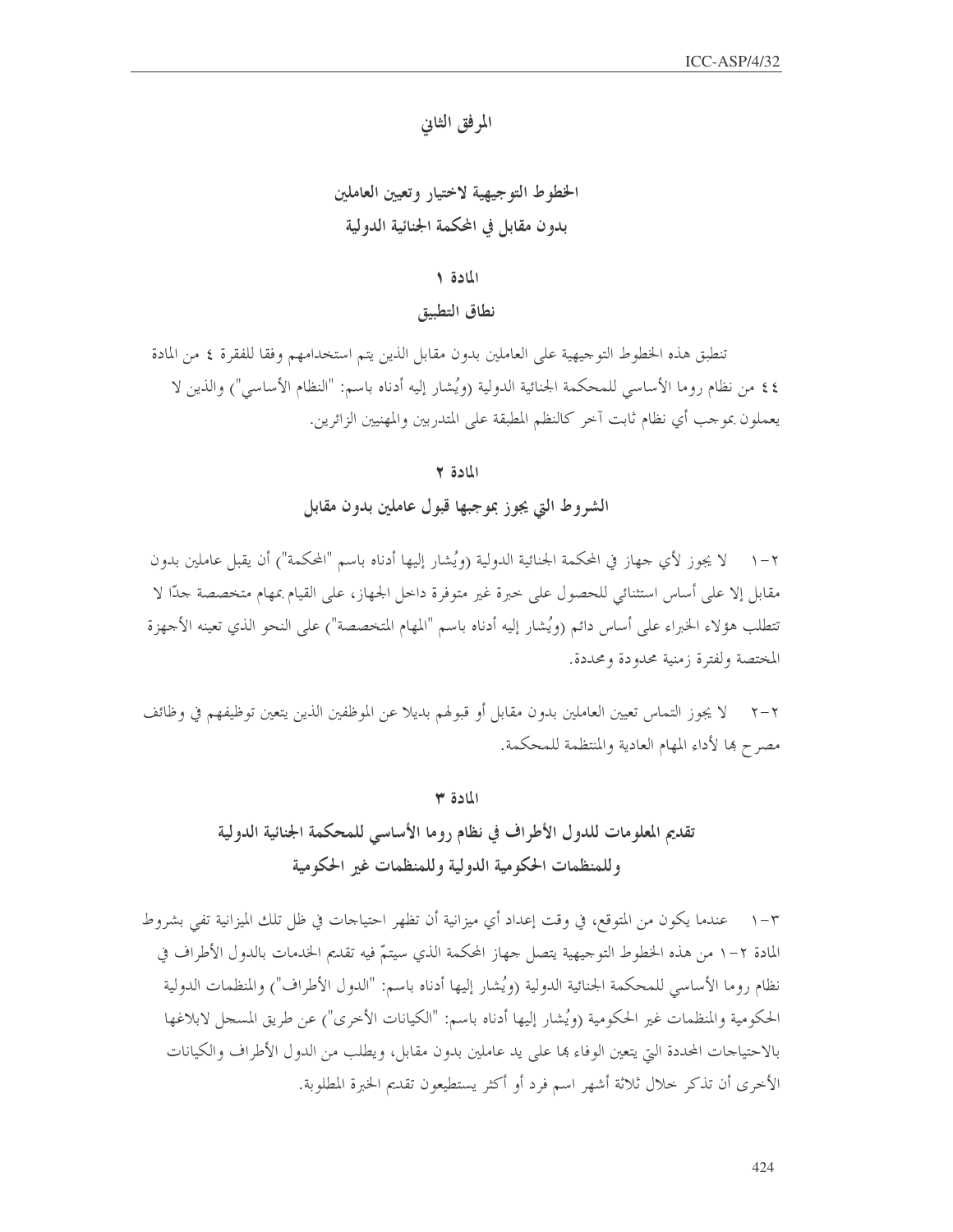# المرفق الثاني

## الخطوط التوجيهية لاختيار وتعيين العاملين بدون مقابل في المحكمة الجنائية الدولية

### المادة ١

### نطاق التطبيق

تنطبق هذه الخطوط التوجيهية على العاملين بدون مقابل الذين يتم استخدامهم وفقا للفقرة ٤ من المادة ٤٤ من نظام روما الأساسي للمحكمة الجنائية الدولية (ويُشار إليه أدناه باسم: "النظام الأساسي") والذين لا يعملون بموجب أي نظام ثابت آخر كالنظم المطبقة على المتدربين والمهنيين الزائرين.

### المادة ٢

### الشروط التي يجوز بموجبها قبول عاملين بدون مقابل

٢-١ لا يجوز لأي جهاز في المحكمة الجنائية الدولية (ويُشار إليها أدناه باسم "المحكمة") أن يقبل عاملين بدون مقابل إلا على أساس استثنائي للحصول على خبرة غير متوفرة داخل الجهاز، على القيام بمهام متخصصة جدًا لا تتطلب هؤلاء الخبراء على أساس دائم (ويُشار إليه أدناه باسم "المهام المتخصصة") على النحو الذي تعينه الأجهزة المختصة ولفترة زمنية محدودة ومحددة.

٢-٢ لا يجوز التماس تعيين العاملين بدون مقابل أو قبولهم بديلا عن الموظفين الذين يتعين توظيفهم في وظائف مصرح بها لأداء المهام العادية والمنتظمة للمحكمة.

### المادة ٣

### تقديم المعلومات للدول الأطراف في نظام روما الأساسي للمحكمة الجنائية الدولية وللمنظمات الحكومية الدولية وللمنظمات غير الحكومية

٣-١ عندما يكون من المتوقع، في وقت إعداد أي ميزانية أن تظهر احتياجات في ظل تلك الميزانية تفي بشروط المادة ٢-١ من هذه الخطوط التوجيهية يتصل جهاز المحكمة الذي سيتمّ فيه تقديم الخدمات بالدول الأطراف في نظام روما الأساسي للمحكمة الجنائية الدولية (ويُشار إليها أدناه باسم: "الدول الأطراف") والمنظمات الدولية الحكومية والمنظمات غير الحكومية (ويُشار إليها أدناه باسم: "الكيانات الأخرى") عن طريق المسجل لابلاغها بالاحتياجات المحددة التي يتعين الوفاء بها على يد عاملين بدون مقابل، ويطلب من الدول الأطراف والكيانات الأخرى أن تذكر خلال ثلاثة أشهر اسم فرد أو أكثر يستطيعون تقديم الخبرة المطلوبة.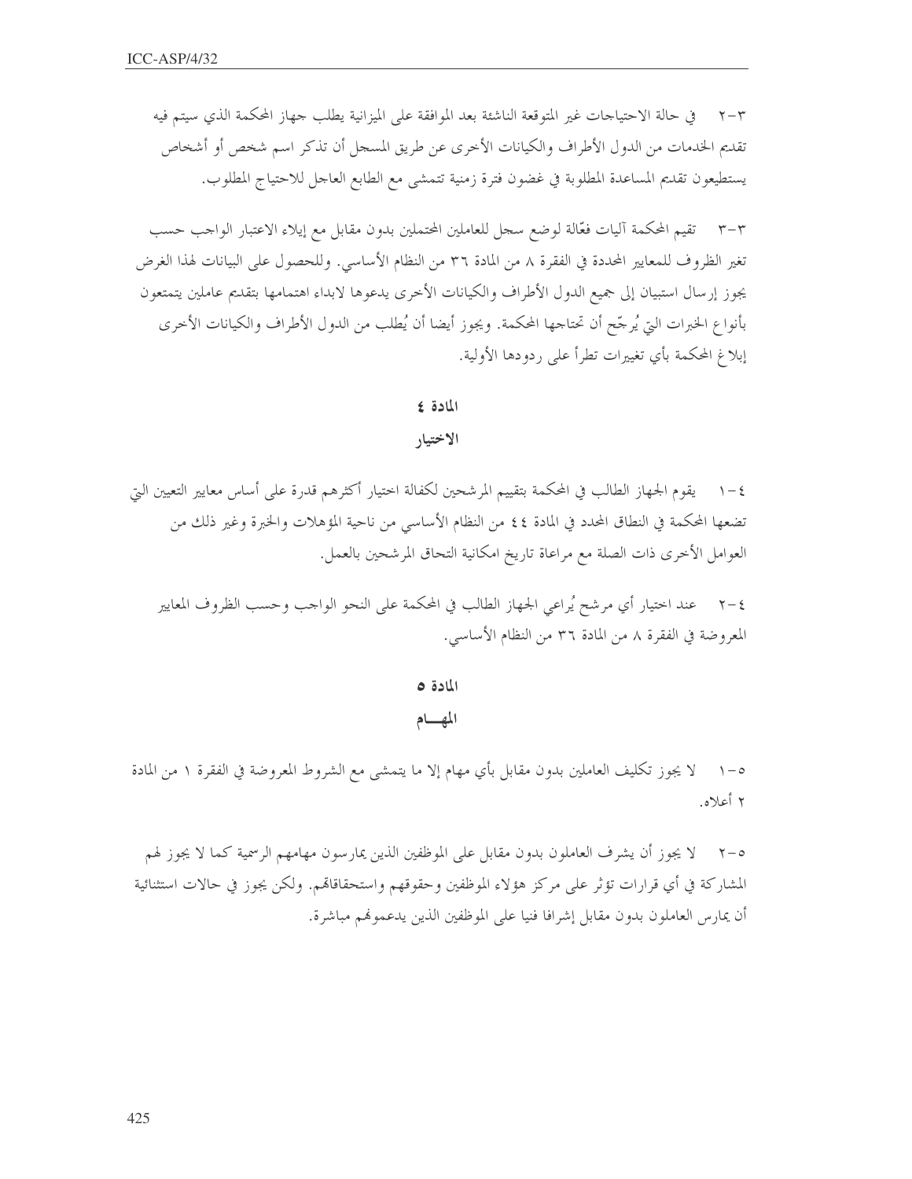٣-٢ في حالة الاحتياجات غير المتوقعة الناشئة بعد الموافقة على الميزانية يطلب جهاز المحكمة الذي سيتم فيه تقديم الخدمات من الدول الأطراف والكيانات الأخرى عن طريق المسجل أن تذكر اسم شخص أو أشخاص يستطيعون تقديم المساعدة المطلوبة في غضون فترة زمنية تتمشى مع الطابع العاجل للاحتياج المطلوب.

٣-٣ تقيم المحكمة آليات فعّالة لوضع سجل للعاملين المحتملين بدون مقابل مع إيلاء الاعتبار الواجب حسب تغير الظروف للمعايير المحددة في الفقرة ٨ من المادة ٣٦ من النظام الأساسي. وللحصول على البيانات لهذا الغرض يجوز إرسال استبيان إلى جميع الدول الأطراف والكيانات الأخرى يدعوها لابداء اهتمامها بتقديم عاملين يتمتعون بأنواع الخبرات التي يُرجّح أن تحتاجها المحكمة. ويجوز أيضا أن يُطلب من الدول الأطراف والكيانات الأخرى إبلاغ المحكمة بأي تغييرات تطرأ على ردودها الأولية.

## المادة ٤

## الاختيار

٤-١ يقوم الجهاز الطالب في المحكمة بتقييم المرشحين لكفالة اختيار أكثرهم قدرة على أساس معايير التعيين التي تضعها المحكمة في النطاق المحدد في المادة ٤٤ من النظام الأساسي من ناحية المؤهلات والخبرة وغير ذلك من العوامل الأخرى ذات الصلة مع مراعاة تاريخ امكانية التحاق المرشحين بالعمل.

٤-٢ عند اختيار أي مرشح يُراعي الجهاز الطالب في المحكمة على النحو الواجب وحسب الظروف المعايير المعروضة في الفقرة ٨ من المادة ٣٦ من النظام الأساسي.

## المادة ٥

## المهـــام

٥-١ لا يجوز تكليف العاملين بدون مقابل بأي مهام إلا ما يتمشى مع الشروط المعروضة في الفقرة ١ من المادة ٢ أعلاه.

٥-٢ لا يجوز أن يشرف العاملون بدون مقابل على الموظفين الذين يمارسون مهامهم الرسمية كما لا يجوز لهم المشاركة في أي قرارات تؤثر على مركز هؤلاء الموظفين وحقوقهم واستحقاقاتهم. ولكن يجوز في حالات استثنائية أن يمارس العاملون بدون مقابل إشرافا فنيا على الموظفين الذين يدعمونهم مباشرة.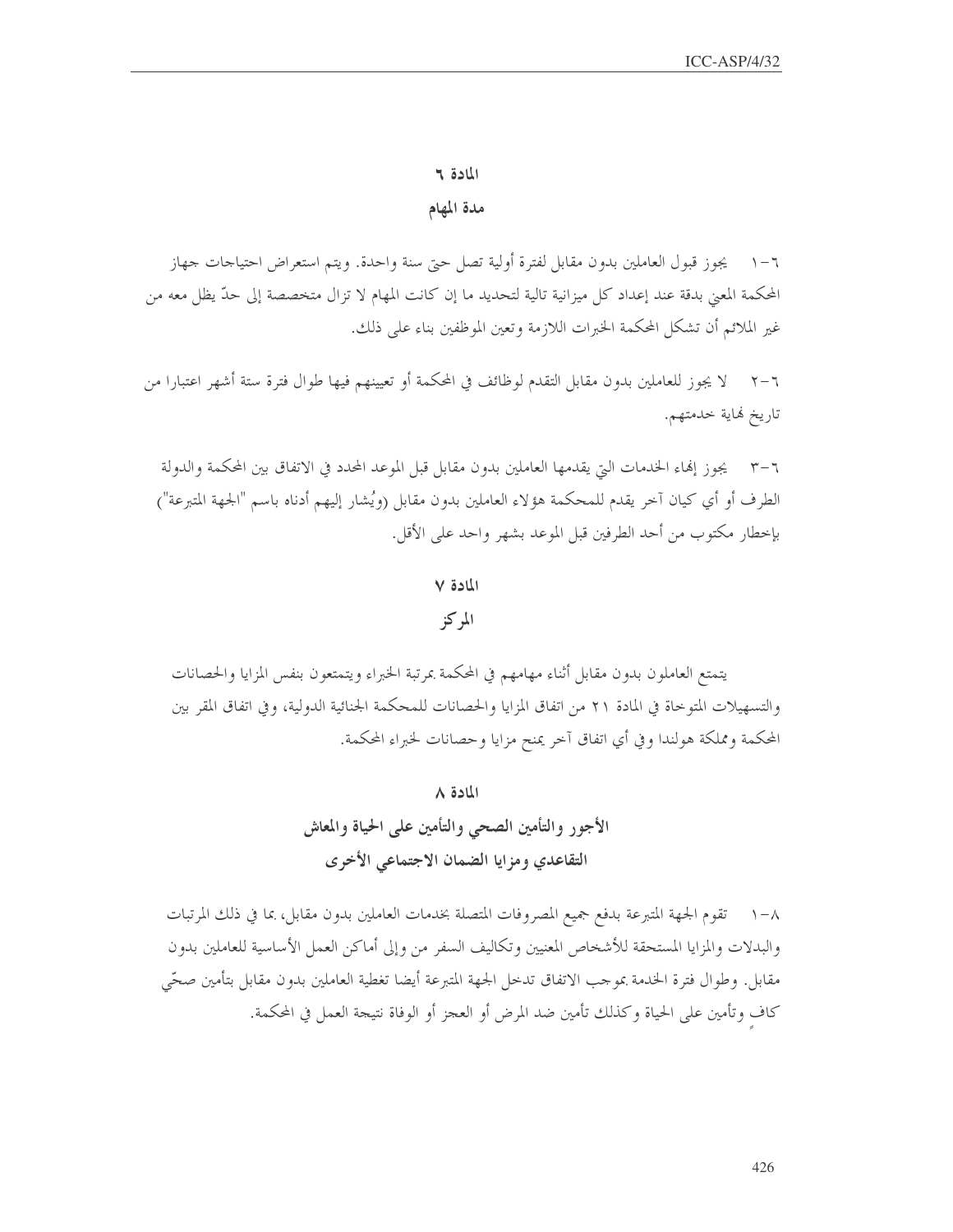## المادة ٦

### مدة المهام

٦-١ يجوز قبول العاملين بدون مقابل لفترة أولية تصل حتى سنة واحدة. ويتم استعراض احتياجات جهاز المحكمة المعني بدقة عند إعداد كل ميزانية تالية لتحديد ما إن كانت المهام لا تزال متخصصة إلى حدّ يظل معه من غير الملائم أن تشكل المحكمة الخبرات اللازمة وتعين الموظفين بناء على ذلك.

٦-٢ لا يجوز للعاملين بدون مقابل التقدم لوظائف في المحكمة أو تعيينهم فيها طوال فترة ستة أشهر اعتبارا من تاريخ نهاية خدمتهم.

٦-٣ يجوز إنهاء الخدمات التي يقدمها العاملين بدون مقابل قبل الموعد المحدد في الاتفاق بين المحكمة والدولة الطرف أو أي كيان آخر يقدم للمحكمة هؤلاء العاملين بدون مقابل (ويُشار إليهم أدناه باسم "الجهة المتبرعة") بإخطار مكتوب من أحد الطرفين قبل الموعد بشهر واحد على الأقل.

## المادة ٧

### المركز

يتمتع العاملون بدون مقابل أثناء مهامهم في المحكمة بمرتبة الخبراء ويتمتعون بنفس المزايا والحصانات والتسهيلات المتوخاة في المادة ٢١ من اتفاق المزايا والحصانات للمحكمة الجنائية الدولية، وفي اتفاق المقر بين المحكمة ومملكة هولندا وفي أي اتفاق آخر يمنح مزايا وحصانات لخبراء المحكمة.

## المادة ٨

### الأجور والتأمين الصحي والتأمين على الحياة والمعاش التقاعدي ومزايا الضمان الاجتماعي الأخرى

٨-١ تقوم الجهة المتبرعة بدفع جميع المصروفات المتصلة بخدمات العاملين بدون مقابل، بما في ذلك المرتبات والبدلات والمزايا المستحقة للأشخاص المعنيين وتكاليف السفر من وإلى أماكن العمل الأساسية للعاملين بدون مقابل. وطوال فترة الخدمة بموجب الاتفاق تدخل الجهة المتبرعة أيضا تغطية العاملين بدون مقابل بتأمين صحّي كافٍ وتأمين على الحياة وكذلك تأمين ضد المرض أو العجز أو الوفاة نتيجة العمل في المحكمة.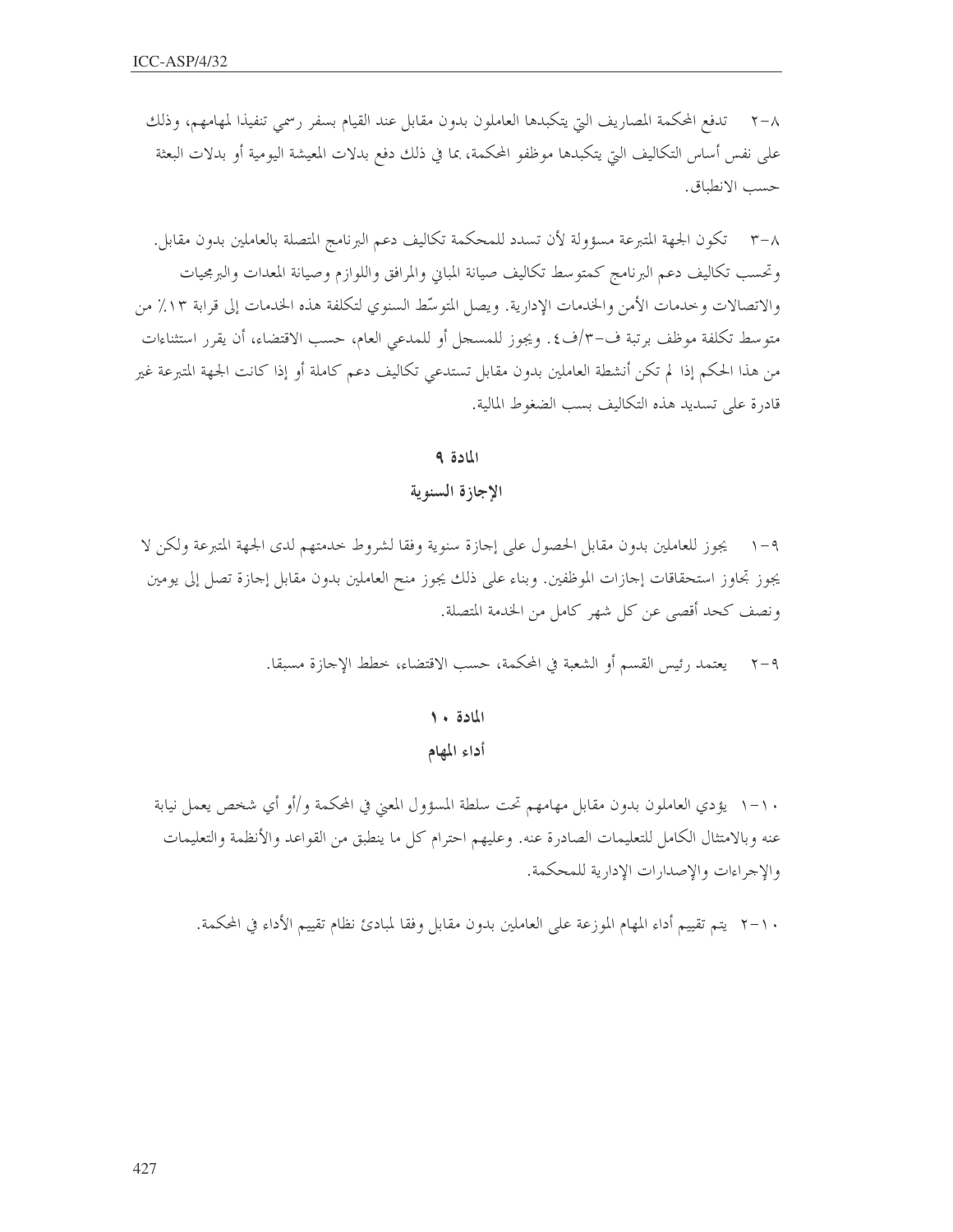٨-٢ تدفع المحكمة المصاريف التي يتكبدها العاملون بدون مقابل عند القيام بسفر رسمي تنفيذا لمهامهم، وذلك على نفس أساس التكاليف التي يتكبدها موظفو المحكمة، بما في ذلك دفع بدلات المعيشة اليومية أو بدلات البعثة حسب الانطباق.

٨-٣ تكون الجهة المتبرعة مسؤولة لأن تسدد للمحكمة تكاليف دعم البرنامج المتصلة بالعاملين بدون مقابل. وتحسب تكاليف دعم البرنامج كمتوسط تكاليف صيانة المباني والمرافق واللوازم وصيانة المعدات والبرمجيات والاتصالات وخدمات الأمن والخدمات الإدارية. ويصل المتوسّط السنوي لتكلفة هذه الخدمات إلى قرابة ١٣٪ من متوسط تكلفة موظف برتبة ف-٣/ف٤. ويجوز للمسجل أو للمدعي العام، حسب الاقتضاء، أن يقرر استثناءات من هذا الحكم إذا لم تكن أنشطة العاملين بدون مقابل تستدعي تكاليف دعم كاملة أو إذا كانت الجهة المتبرعة غير قادرة على تسديد هذه التكاليف بسب الضغوط المالية.

## المادة ٩

## الإجازة السنوية

٩-١ يجوز للعاملين بدون مقابل الحصول على إجازة سنوية وفقا لشروط خدمتهم لدى الجهة المتبرعة ولكن لا يجوز تجاوز استحقاقات إجازات الموظفين. وبناء على ذلك يجوز منح العاملين بدون مقابل إجازة تصل إلى يومين ونصف كحد أقصى عن كل شهر كامل من الخدمة المتصلة.

٩-٢ يعتمد رئيس القسم أو الشعبة في المحكمة، حسب الاقتضاء، خطط الإجازة مسبقا.

## المادة ١٠

## أداء المهام

١٠-١ يؤدي العاملون بدون مقابل مهامهم تحت سلطة المسؤول المعني في المحكمة و/أو أي شخص يعمل نيابة عنه وبالامتثال الكامل للتعليمات الصادرة عنه. وعليهم احترام كل ما ينطبق من القواعد والأنظمة والتعليمات والإجراءات والإصدارات الإدارية للمحكمة.

١٠-٢ يتم تقييم أداء المهام الموزعة على العاملين بدون مقابل وفقا لمبادئ نظام تقييم الأداء في المحكمة.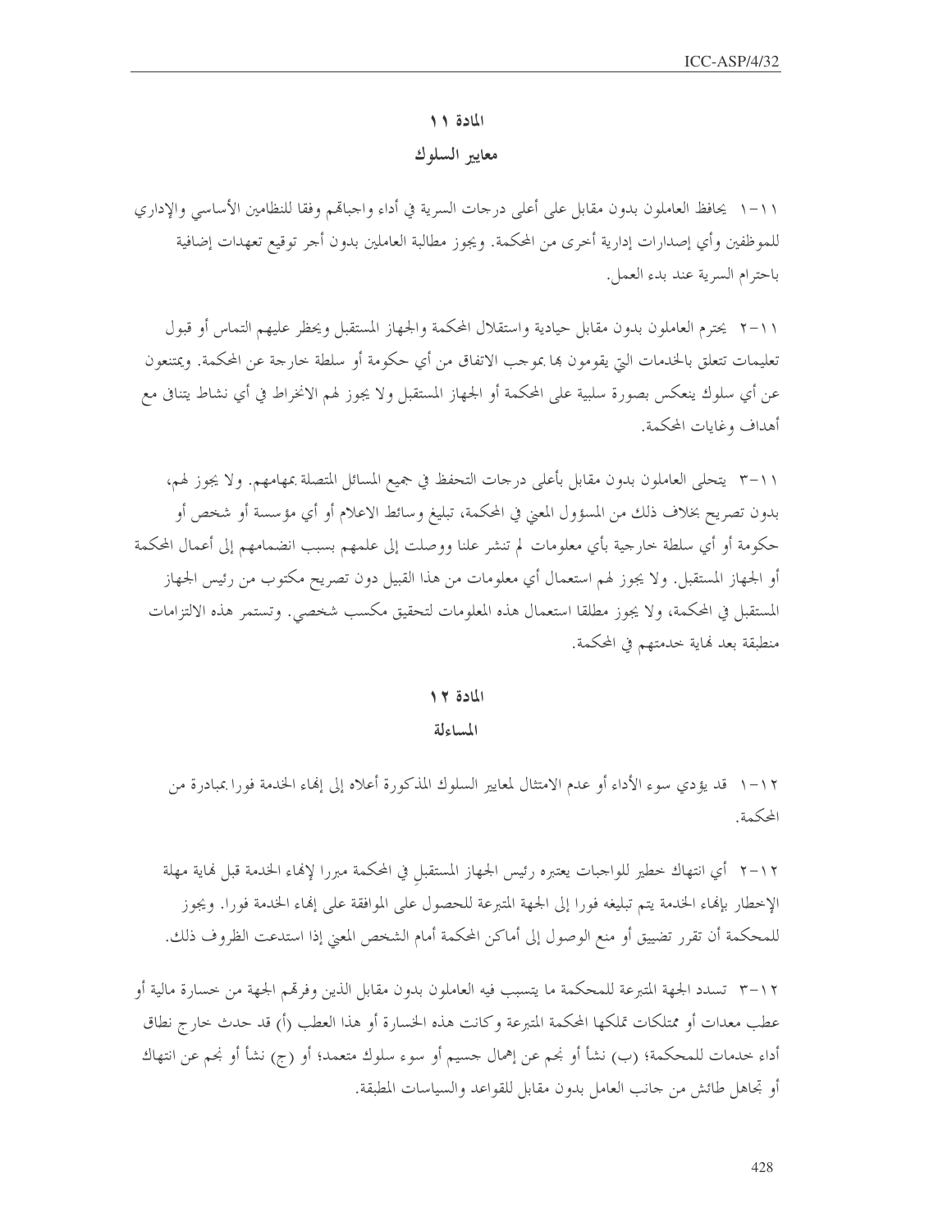## المادة ١١

### معايير السلوك

١١-١ يحافظ العاملون بدون مقابل على أعلى درجات السرية في أداء واجباتهم وفقا للنظامين الأساسي والإداري للموظفين وأي إصدارات إدارية أخرى من المحكمة. ويجوز مطالبة العاملين بدون أجر توقيع تعهدات إضافية باحترام السرية عند بدء العمل.

١١-٢ يحترم العاملون بدون مقابل حيادية واستقلال المحكمة والجهاز المستقبل ويحظر عليهم التماس أو قبول تعليمات تتعلق بالخدمات التي يقومون بها بموجب الاتفاق من أي حكومة أو سلطة خارجة عن المحكمة. ويمتنعون عن أي سلوك ينعكس بصورة سلبية على المحكمة أو الجهاز المستقبل ولا يجوز لهم الانخراط في أي نشاط يتنافى مع أهداف وغايات المحكمة.

١١-٣ يتحلى العاملون بدون مقابل بأعلى درجات التحفظ في جميع المسائل المتصلة بمهامهم. ولا يجوز لهم، بدون تصريح بخلاف ذلك من المسؤول المعني في المحكمة، تبليغ وسائط الاعلام أو أي مؤسسة أو شخص أو حكومة أو أي سلطة خارجية بأي معلومات لم تنشر علنا ووصلت إلى علمهم بسبب انضمامهم إلى أعمال المحكمة أو الجهاز المستقبل. ولا يجوز لهم استعمال أي معلومات من هذا القبيل دون تصريح مكتوب من رئيس الجهاز المستقبل في المحكمة، ولا يجوز مطلقا استعمال هذه المعلومات لتحقيق مكسب شخصي. وتستمر هذه الالتزامات منطبقة بعد نهاية خدمتهم في المحكمة.

## المادة ١٢

### المساءلة

١٢-١ قد يؤدي سوء الأداء أو عدم الامتثال لمعايير السلوك المذكورة أعلاه إلى إنهاء الخدمة فورا بمبادرة من المحكمة.

١٢-٢ أي انتهاك خطير للواجبات يعتبره رئيس الجهاز المستقبل في المحكمة مبررا لإنهاء الخدمة قبل نهاية مهلة الإخطار بإنهاء الخدمة يتم تبليغه فورا إلى الجهة المتبرعة للحصول على الموافقة على إنهاء الخدمة فورا. ويجوز للمحكمة أن تقرر تضييق أو منع الوصول إلى أماكن المحكمة أمام الشخص المعني إذا استدعت الظروف ذلك.

١٢-٣ تسدد الجهة المتبرعة للمحكمة ما يتسبب فيه العاملون بدون مقابل الذين وفرتهم الجهة من خسارة مالية أو عطب معدات أو ممتلكات تملكها المحكمة المتبرعة وكانت هذه الخسارة أو هذا العطب (أ) قد حدث خارج نطاق أداء خدمات للمحكمة؛ (ب) نشأ أو نجم عن إهمال جسيم أو سوء سلوك متعمد؛ أو (ج) نشأ أو نجم عن انتهاك أو تجاهل طائش من جانب العامل بدون مقابل للقواعد والسياسات المطبقة.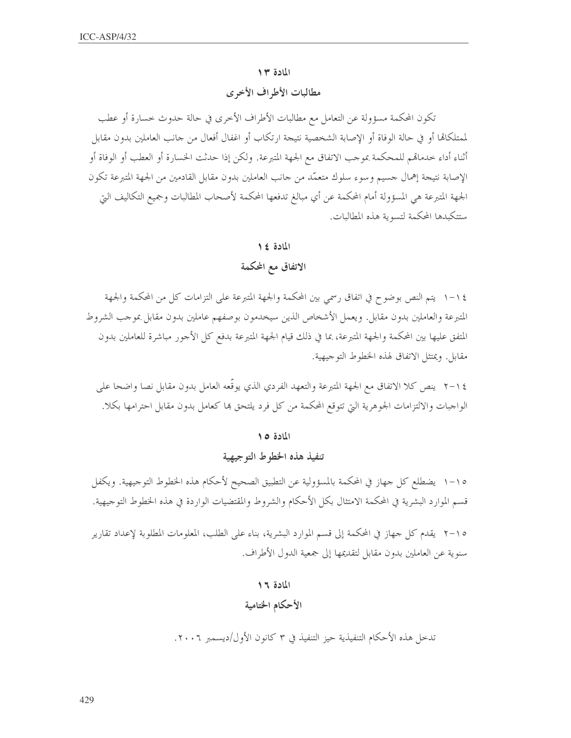## المادة ١٣

## مطالبات الأطراف الأخرى

تكون المحكمة مسؤولة عن التعامل مع مطالبات الأطراف الأخرى في حالة حدوث خسارة أو عطب لممتلكاتها أو في حالة الوفاة أو الإصابة الشخصية نتيجة ارتكاب أو اغفال أفعال من جانب العاملين بدون مقابل أثناء أداء خدماتهم للمحكمة بموجب الاتفاق مع الجهة المتبرعة. ولكن إذا حدثت الخسارة أو العطب أو الوفاة أو الإصابة نتيجة إهمال جسيم وسوء سلوك متعمّد من جانب العاملين بدون مقابل القادمين من الجهة المتبرعة تكون الجهة المتبرعة هي المسؤولة أمام المحكمة عن أي مبالغ تدفعها المحكمة لأصحاب المطالبات وجميع التكاليف التي ستتكبدها المحكمة لتسوية هذه المطالبات.

## المادة ١٤

## الاتفاق مع المحكمة

١٤-١ يتم النص بوضوح في اتفاق رسمي بين المحكمة والجهة المتبرعة على التزامات كل من المحكمة والجهة المتبرعة والعاملين بدون مقابل. ويعمل الأشخاص الذين سيخدمون بوصفهم عاملين بدون مقابل بموجب الشروط المتفق عليها بين المحكمة والجهة المتبرعة، بما في ذلك قيام الجهة المتبرعة بدفع كل الأجور مباشرة للعاملين بدون مقابل. ويمتثل الاتفاق لهذه الخطوط التوجيهية.

١٤-٢ ينص كلا الاتفاق مع الجهة المتبرعة والتعهد الفردي الذي يوقّعه العامل بدون مقابل نصا واضحا على الواجبات والالتزامات الجوهرية التي تتوقع المحكمة من كل فرد يلتحق بها كعامل بدون مقابل احترامها بكلا.

## المادة ١٥

## تنفيذ هذه الخطوط التوجيهية

١٥-١ يضطلع كل جهاز في المحكمة بالمسؤولية عن التطبيق الصحيح لأحكام هذه الخطوط التوجيهية. ويكفل قسم الموارد البشرية في المحكمة الامتثال بكل الأحكام والشروط والمقتضيات الواردة في هذه الخطوط التوجيهية.

١٥-٢ يقدم كل جهاز في المحكمة إلى قسم الموارد البشرية، بناء على الطلب، المعلومات المطلوبة لإعداد تقارير سنوية عن العاملين بدون مقابل لتقديمها إلى جمعية الدول الأطراف.

## المادة ١٦

## الأحكام الختامية

تدخل هذه الأحكام التنفيذية حيز التنفيذ في ٣ كانون الأول/ديسمبر ٢٠٠٦.